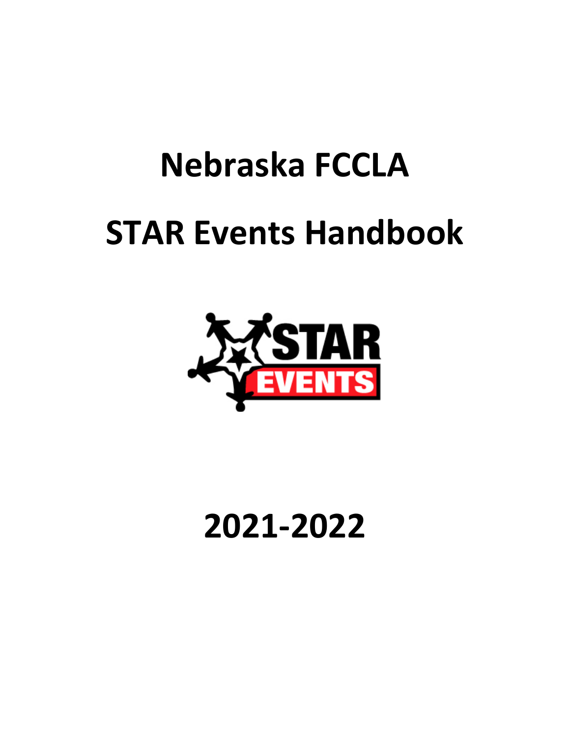# Nebraska FCCLA

# STAR Events Handbook

# 2021-2022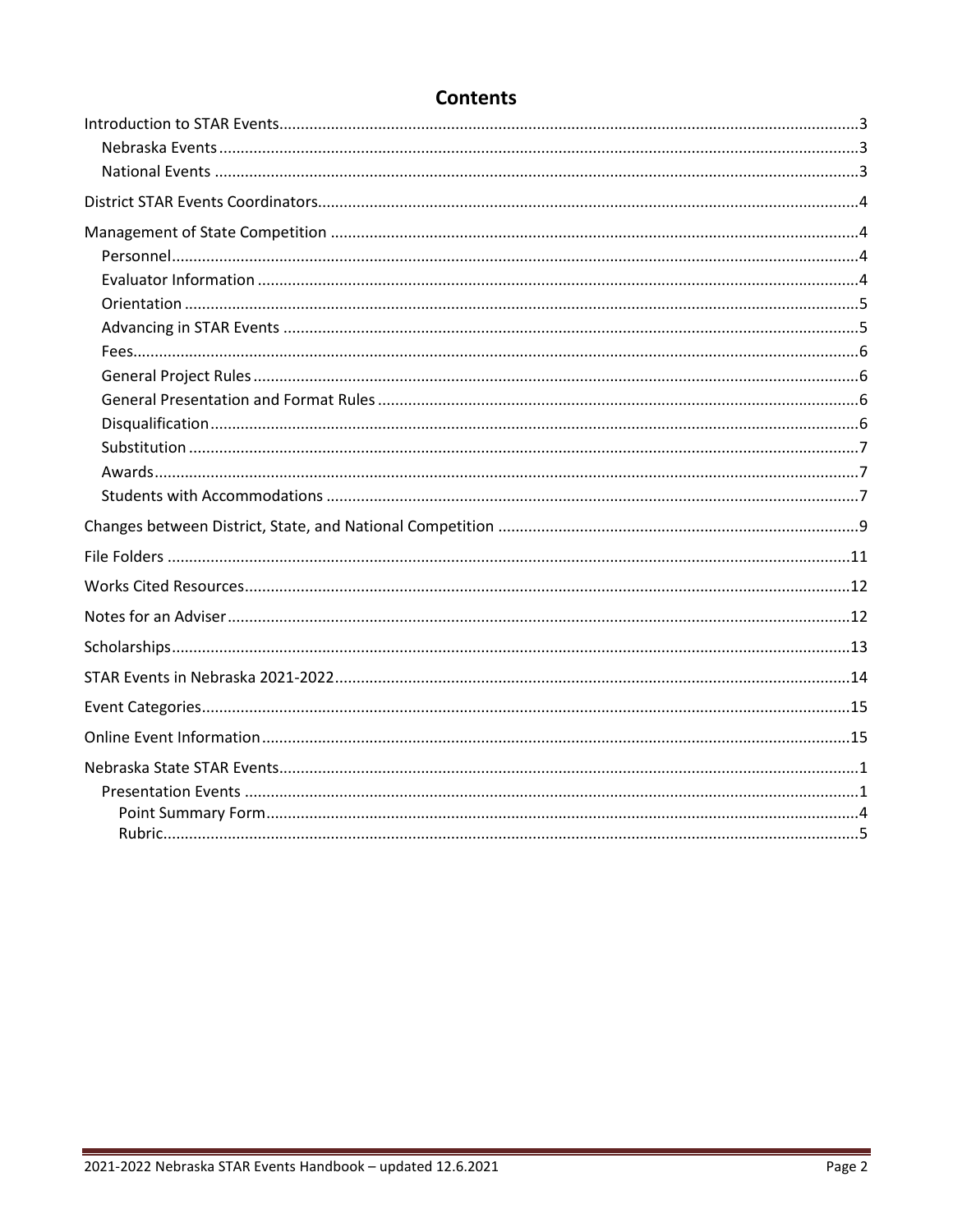# Contents

- Introduction to STAR Events ... 3
  - Nebraska Events ... 3
  - National Events ... 3
- District STAR Events Coordinators ... 4
- Management of State Competition ... 4
  - Personnel ... 4
  - Evaluator Information ... 4
  - Orientation ... 5
  - Advancing in STAR Events ... 5
  - Fees ... 6
  - General Project Rules ... 6
  - General Presentation and Format Rules ... 6
  - Disqualification ... 6
  - Substitution ... 7
  - Awards ... 7
  - Students with Accommodations ... 7
- Changes between District, State, and National Competition ... 9
- File Folders ... 11
- Works Cited Resources ... 12
- Notes for an Adviser ... 12
- Scholarships ... 13
- STAR Events in Nebraska 2021-2022 ... 14
- Event Categories ... 15
- Online Event Information ... 15
- Nebraska State STAR Events ... 1
  - Presentation Events ... 1
    - Point Summary Form ... 4
    - Rubric ... 5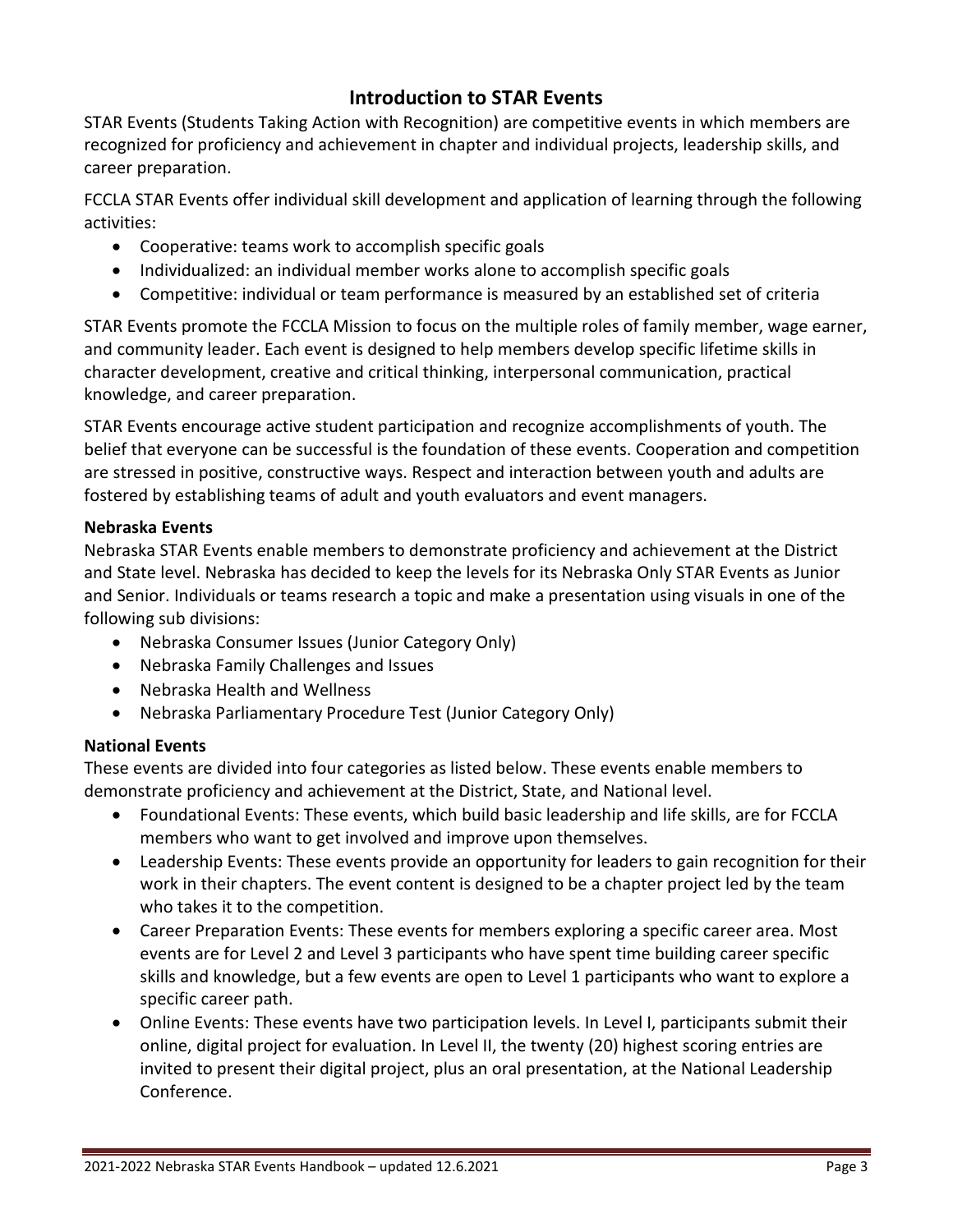# Introduction to STAR Events

STAR Events (Students Taking Action with Recognition) are competitive events in which members are recognized for proficiency and achievement in chapter and individual projects, leadership skills, and career preparation.

FCCLA STAR Events offer individual skill development and application of learning through the following activities:

- Cooperative: teams work to accomplish specific goals
- Individualized: an individual member works alone to accomplish specific goals
- Competitive: individual or team performance is measured by an established set of criteria

STAR Events promote the FCCLA Mission to focus on the multiple roles of family member, wage earner, and community leader. Each event is designed to help members develop specific lifetime skills in character development, creative and critical thinking, interpersonal communication, practical knowledge, and career preparation.

STAR Events encourage active student participation and recognize accomplishments of youth. The belief that everyone can be successful is the foundation of these events. Cooperation and competition are stressed in positive, constructive ways. Respect and interaction between youth and adults are fostered by establishing teams of adult and youth evaluators and event managers.

**Nebraska Events**

Nebraska STAR Events enable members to demonstrate proficiency and achievement at the District and State level. Nebraska has decided to keep the levels for its Nebraska Only STAR Events as Junior and Senior. Individuals or teams research a topic and make a presentation using visuals in one of the following sub divisions:

- Nebraska Consumer Issues (Junior Category Only)
- Nebraska Family Challenges and Issues
- Nebraska Health and Wellness
- Nebraska Parliamentary Procedure Test (Junior Category Only)

**National Events**

These events are divided into four categories as listed below. These events enable members to demonstrate proficiency and achievement at the District, State, and National level.

- Foundational Events: These events, which build basic leadership and life skills, are for FCCLA members who want to get involved and improve upon themselves.
- Leadership Events: These events provide an opportunity for leaders to gain recognition for their work in their chapters. The event content is designed to be a chapter project led by the team who takes it to the competition.
- Career Preparation Events: These events for members exploring a specific career area. Most events are for Level 2 and Level 3 participants who have spent time building career specific skills and knowledge, but a few events are open to Level 1 participants who want to explore a specific career path.
- Online Events: These events have two participation levels. In Level I, participants submit their online, digital project for evaluation. In Level II, the twenty (20) highest scoring entries are invited to present their digital project, plus an oral presentation, at the National Leadership Conference.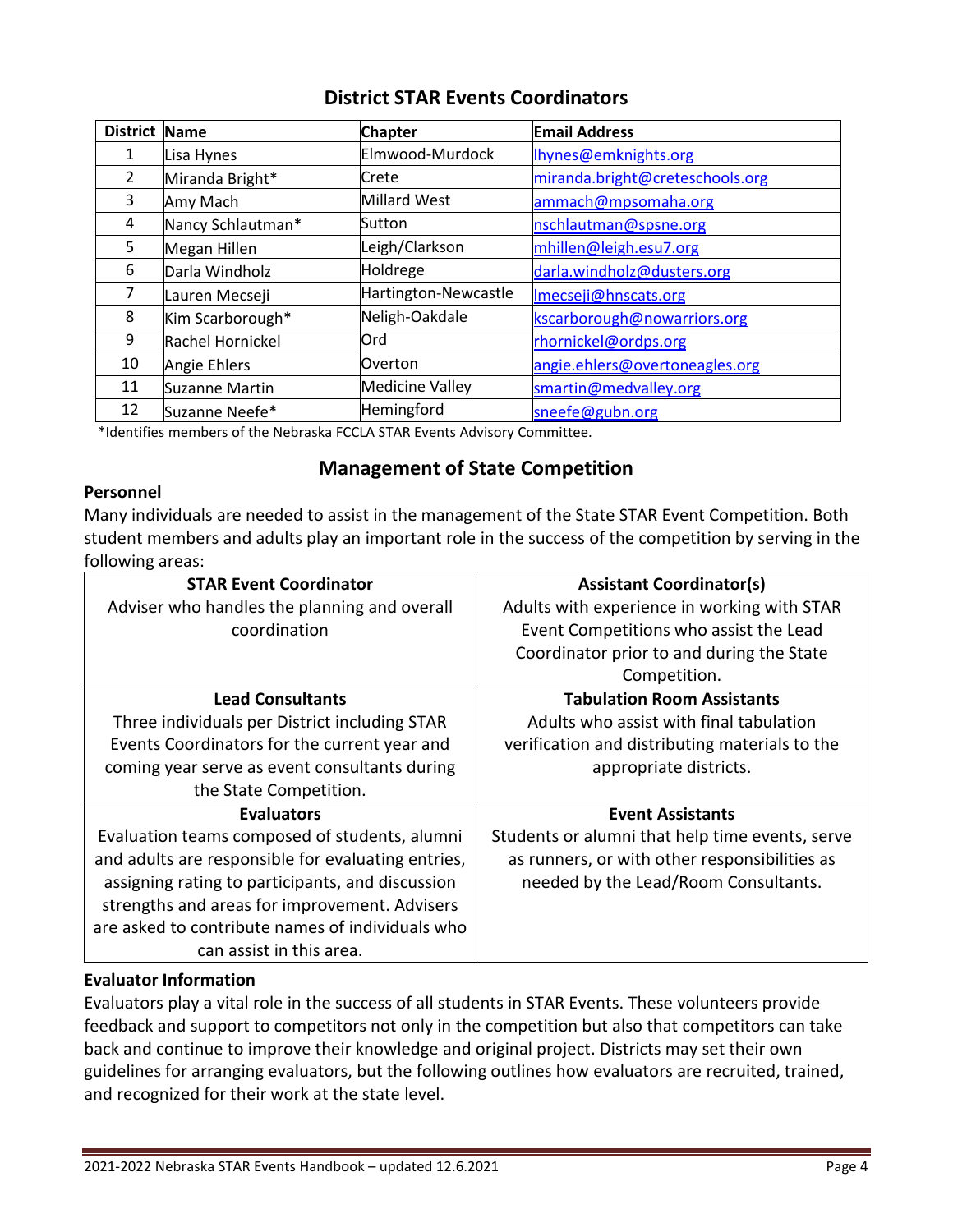## District STAR Events Coordinators

| District | Name | Chapter | Email Address |
|---|---|---|---|
| 1 | Lisa Hynes | Elmwood-Murdock | lhynes@emknights.org |
| 2 | Miranda Bright* | Crete | miranda.bright@creteschools.org |
| 3 | Amy Mach | Millard West | ammach@mpsomaha.org |
| 4 | Nancy Schlautman* | Sutton | nschlautman@spsne.org |
| 5 | Megan Hillen | Leigh/Clarkson | mhillen@leigh.esu7.org |
| 6 | Darla Windholz | Holdrege | darla.windholz@dusters.org |
| 7 | Lauren Mecseji | Hartington-Newcastle | lmecseji@hnscats.org |
| 8 | Kim Scarborough* | Neligh-Oakdale | kscarborough@nowarriors.org |
| 9 | Rachel Hornickel | Ord | rhornickel@ordps.org |
| 10 | Angie Ehlers | Overton | angie.ehlers@overtoneagles.org |
| 11 | Suzanne Martin | Medicine Valley | smartin@medvalley.org |
| 12 | Suzanne Neefe* | Hemingford | sneefe@gubn.org |

*Identifies members of the Nebraska FCCLA STAR Events Advisory Committee.

## Management of State Competition

### Personnel

Many individuals are needed to assist in the management of the State STAR Event Competition. Both student members and adults play an important role in the success of the competition by serving in the following areas:

| STAR Event Coordinator | Assistant Coordinator(s) |
|---|---|
| Adviser who handles the planning and overall coordination | Adults with experience in working with STAR Event Competitions who assist the Lead Coordinator prior to and during the State Competition. |
| **Lead Consultants** | **Tabulation Room Assistants** |
| Three individuals per District including STAR Events Coordinators for the current year and coming year serve as event consultants during the State Competition. | Adults who assist with final tabulation verification and distributing materials to the appropriate districts. |
| **Evaluators** | **Event Assistants** |
| Evaluation teams composed of students, alumni and adults are responsible for evaluating entries, assigning rating to participants, and discussion strengths and areas for improvement. Advisers are asked to contribute names of individuals who can assist in this area. | Students or alumni that help time events, serve as runners, or with other responsibilities as needed by the Lead/Room Consultants. |

### Evaluator Information

Evaluators play a vital role in the success of all students in STAR Events. These volunteers provide feedback and support to competitors not only in the competition but also that competitors can take back and continue to improve their knowledge and original project. Districts may set their own guidelines for arranging evaluators, but the following outlines how evaluators are recruited, trained, and recognized for their work at the state level.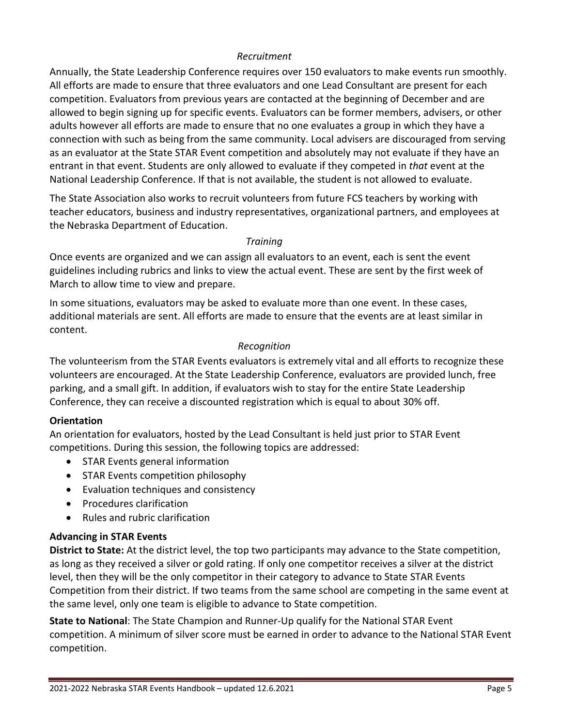*Recruitment*

Annually, the State Leadership Conference requires over 150 evaluators to make events run smoothly. All efforts are made to ensure that three evaluators and one Lead Consultant are present for each competition. Evaluators from previous years are contacted at the beginning of December and are allowed to begin signing up for specific events. Evaluators can be former members, advisers, or other adults however all efforts are made to ensure that no one evaluates a group in which they have a connection with such as being from the same community. Local advisers are discouraged from serving as an evaluator at the State STAR Event competition and absolutely may not evaluate if they have an entrant in that event. Students are only allowed to evaluate if they competed in *that* event at the National Leadership Conference. If that is not available, the student is not allowed to evaluate.

The State Association also works to recruit volunteers from future FCS teachers by working with teacher educators, business and industry representatives, organizational partners, and employees at the Nebraska Department of Education.

*Training*

Once events are organized and we can assign all evaluators to an event, each is sent the event guidelines including rubrics and links to view the actual event. These are sent by the first week of March to allow time to view and prepare.

In some situations, evaluators may be asked to evaluate more than one event. In these cases, additional materials are sent. All efforts are made to ensure that the events are at least similar in content.

*Recognition*

The volunteerism from the STAR Events evaluators is extremely vital and all efforts to recognize these volunteers are encouraged. At the State Leadership Conference, evaluators are provided lunch, free parking, and a small gift. In addition, if evaluators wish to stay for the entire State Leadership Conference, they can receive a discounted registration which is equal to about 30% off.

**Orientation**

An orientation for evaluators, hosted by the Lead Consultant is held just prior to STAR Event competitions. During this session, the following topics are addressed:

- STAR Events general information
- STAR Events competition philosophy
- Evaluation techniques and consistency
- Procedures clarification
- Rules and rubric clarification

**Advancing in STAR Events**

**District to State:** At the district level, the top two participants may advance to the State competition, as long as they received a silver or gold rating. If only one competitor receives a silver at the district level, then they will be the only competitor in their category to advance to State STAR Events Competition from their district. If two teams from the same school are competing in the same event at the same level, only one team is eligible to advance to State competition.

**State to National**: The State Champion and Runner-Up qualify for the National STAR Event competition. A minimum of silver score must be earned in order to advance to the National STAR Event competition.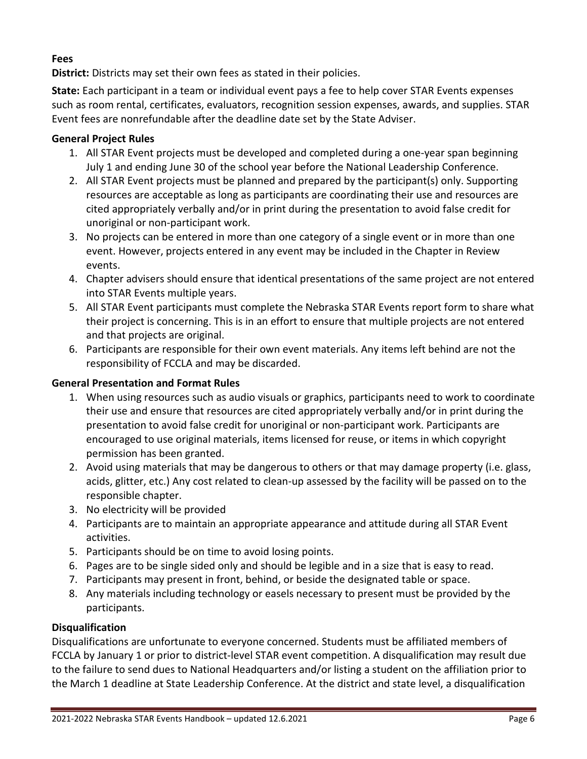### Fees

**District:** Districts may set their own fees as stated in their policies.

**State:** Each participant in a team or individual event pays a fee to help cover STAR Events expenses such as room rental, certificates, evaluators, recognition session expenses, awards, and supplies. STAR Event fees are nonrefundable after the deadline date set by the State Adviser.

### General Project Rules

1. All STAR Event projects must be developed and completed during a one-year span beginning July 1 and ending June 30 of the school year before the National Leadership Conference.
2. All STAR Event projects must be planned and prepared by the participant(s) only. Supporting resources are acceptable as long as participants are coordinating their use and resources are cited appropriately verbally and/or in print during the presentation to avoid false credit for unoriginal or non-participant work.
3. No projects can be entered in more than one category of a single event or in more than one event. However, projects entered in any event may be included in the Chapter in Review events.
4. Chapter advisers should ensure that identical presentations of the same project are not entered into STAR Events multiple years.
5. All STAR Event participants must complete the Nebraska STAR Events report form to share what their project is concerning. This is in an effort to ensure that multiple projects are not entered and that projects are original.
6. Participants are responsible for their own event materials. Any items left behind are not the responsibility of FCCLA and may be discarded.

### General Presentation and Format Rules

1. When using resources such as audio visuals or graphics, participants need to work to coordinate their use and ensure that resources are cited appropriately verbally and/or in print during the presentation to avoid false credit for unoriginal or non-participant work. Participants are encouraged to use original materials, items licensed for reuse, or items in which copyright permission has been granted.
2. Avoid using materials that may be dangerous to others or that may damage property (i.e. glass, acids, glitter, etc.) Any cost related to clean-up assessed by the facility will be passed on to the responsible chapter.
3. No electricity will be provided
4. Participants are to maintain an appropriate appearance and attitude during all STAR Event activities.
5. Participants should be on time to avoid losing points.
6. Pages are to be single sided only and should be legible and in a size that is easy to read.
7. Participants may present in front, behind, or beside the designated table or space.
8. Any materials including technology or easels necessary to present must be provided by the participants.

### Disqualification

Disqualifications are unfortunate to everyone concerned. Students must be affiliated members of FCCLA by January 1 or prior to district-level STAR event competition. A disqualification may result due to the failure to send dues to National Headquarters and/or listing a student on the affiliation prior to the March 1 deadline at State Leadership Conference. At the district and state level, a disqualification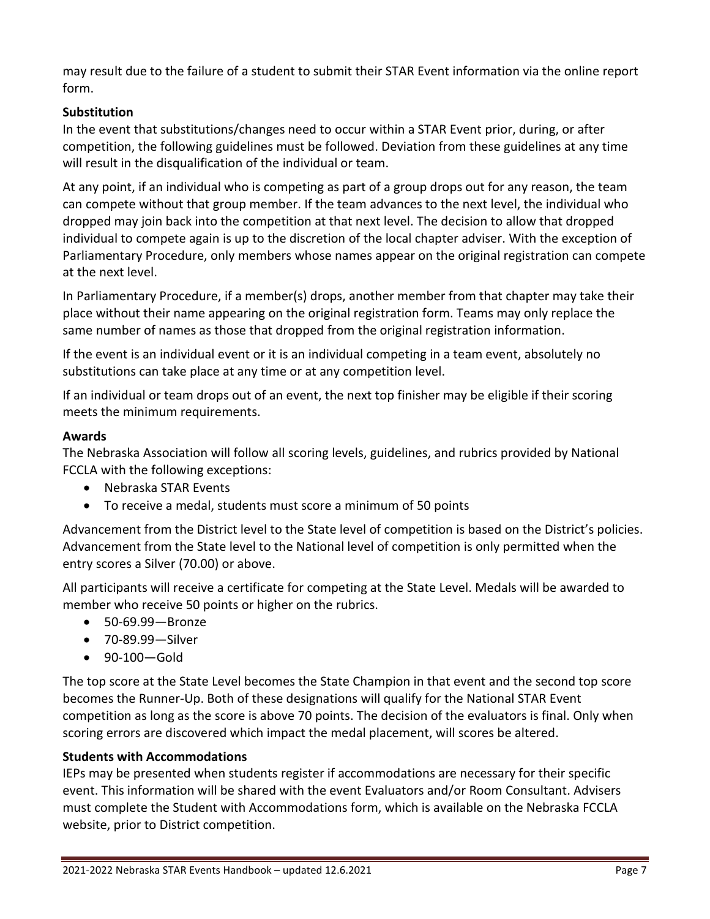may result due to the failure of a student to submit their STAR Event information via the online report form.

### Substitution

In the event that substitutions/changes need to occur within a STAR Event prior, during, or after competition, the following guidelines must be followed. Deviation from these guidelines at any time will result in the disqualification of the individual or team.

At any point, if an individual who is competing as part of a group drops out for any reason, the team can compete without that group member. If the team advances to the next level, the individual who dropped may join back into the competition at that next level. The decision to allow that dropped individual to compete again is up to the discretion of the local chapter adviser. With the exception of Parliamentary Procedure, only members whose names appear on the original registration can compete at the next level.

In Parliamentary Procedure, if a member(s) drops, another member from that chapter may take their place without their name appearing on the original registration form. Teams may only replace the same number of names as those that dropped from the original registration information.

If the event is an individual event or it is an individual competing in a team event, absolutely no substitutions can take place at any time or at any competition level.

If an individual or team drops out of an event, the next top finisher may be eligible if their scoring meets the minimum requirements.

### Awards

The Nebraska Association will follow all scoring levels, guidelines, and rubrics provided by National FCCLA with the following exceptions:

- Nebraska STAR Events
- To receive a medal, students must score a minimum of 50 points

Advancement from the District level to the State level of competition is based on the District's policies. Advancement from the State level to the National level of competition is only permitted when the entry scores a Silver (70.00) or above.

All participants will receive a certificate for competing at the State Level. Medals will be awarded to member who receive 50 points or higher on the rubrics.

- 50-69.99—Bronze
- 70-89.99—Silver
- 90-100—Gold

The top score at the State Level becomes the State Champion in that event and the second top score becomes the Runner-Up. Both of these designations will qualify for the National STAR Event competition as long as the score is above 70 points. The decision of the evaluators is final. Only when scoring errors are discovered which impact the medal placement, will scores be altered.

### Students with Accommodations

IEPs may be presented when students register if accommodations are necessary for their specific event. This information will be shared with the event Evaluators and/or Room Consultant. Advisers must complete the Student with Accommodations form, which is available on the Nebraska FCCLA website, prior to District competition.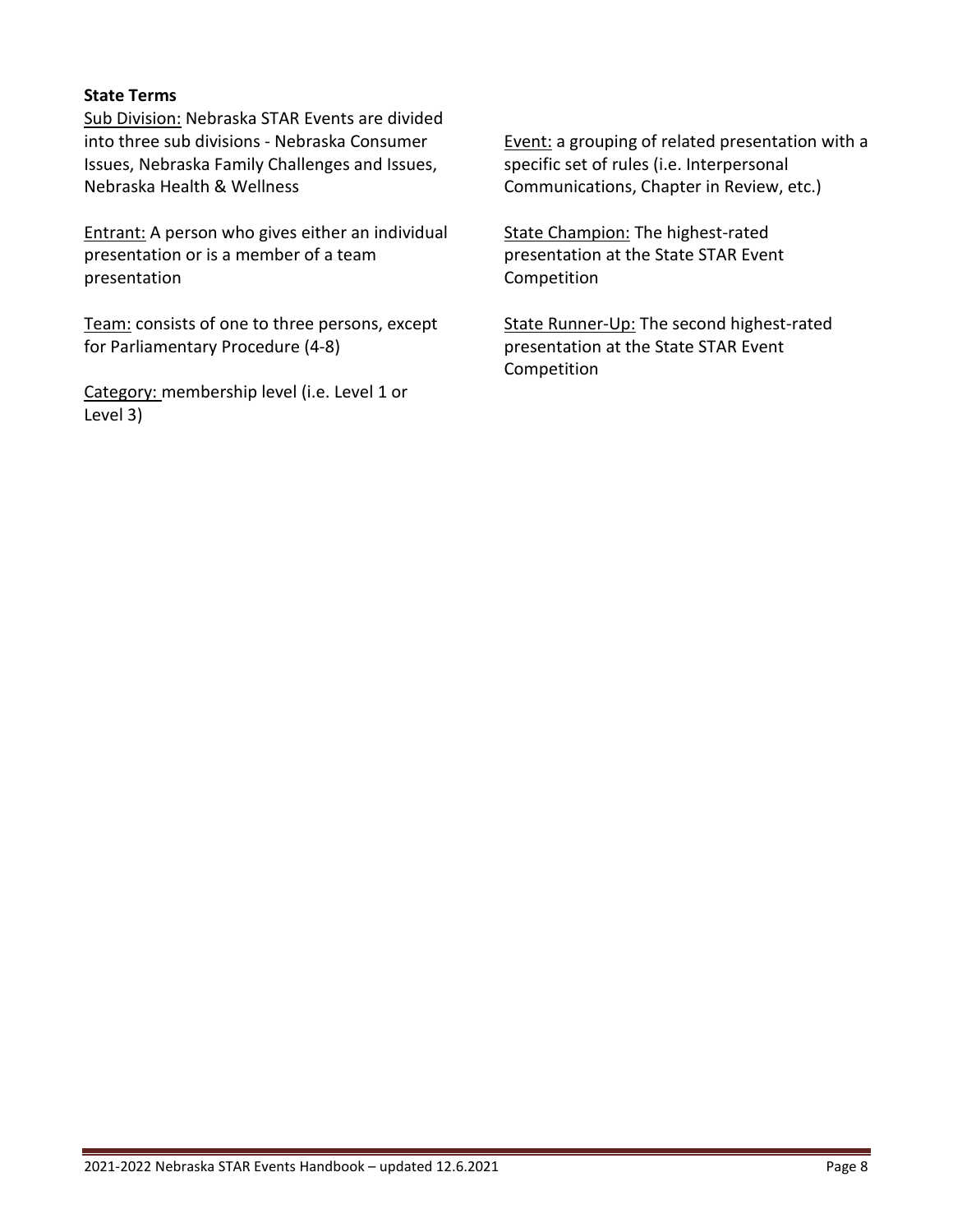**State Terms**

Sub Division: Nebraska STAR Events are divided into three sub divisions - Nebraska Consumer Issues, Nebraska Family Challenges and Issues, Nebraska Health & Wellness

Entrant: A person who gives either an individual presentation or is a member of a team presentation

Team: consists of one to three persons, except for Parliamentary Procedure (4-8)

Category: membership level (i.e. Level 1 or Level 3)

Event: a grouping of related presentation with a specific set of rules (i.e. Interpersonal Communications, Chapter in Review, etc.)

State Champion: The highest-rated presentation at the State STAR Event Competition

State Runner-Up: The second highest-rated presentation at the State STAR Event Competition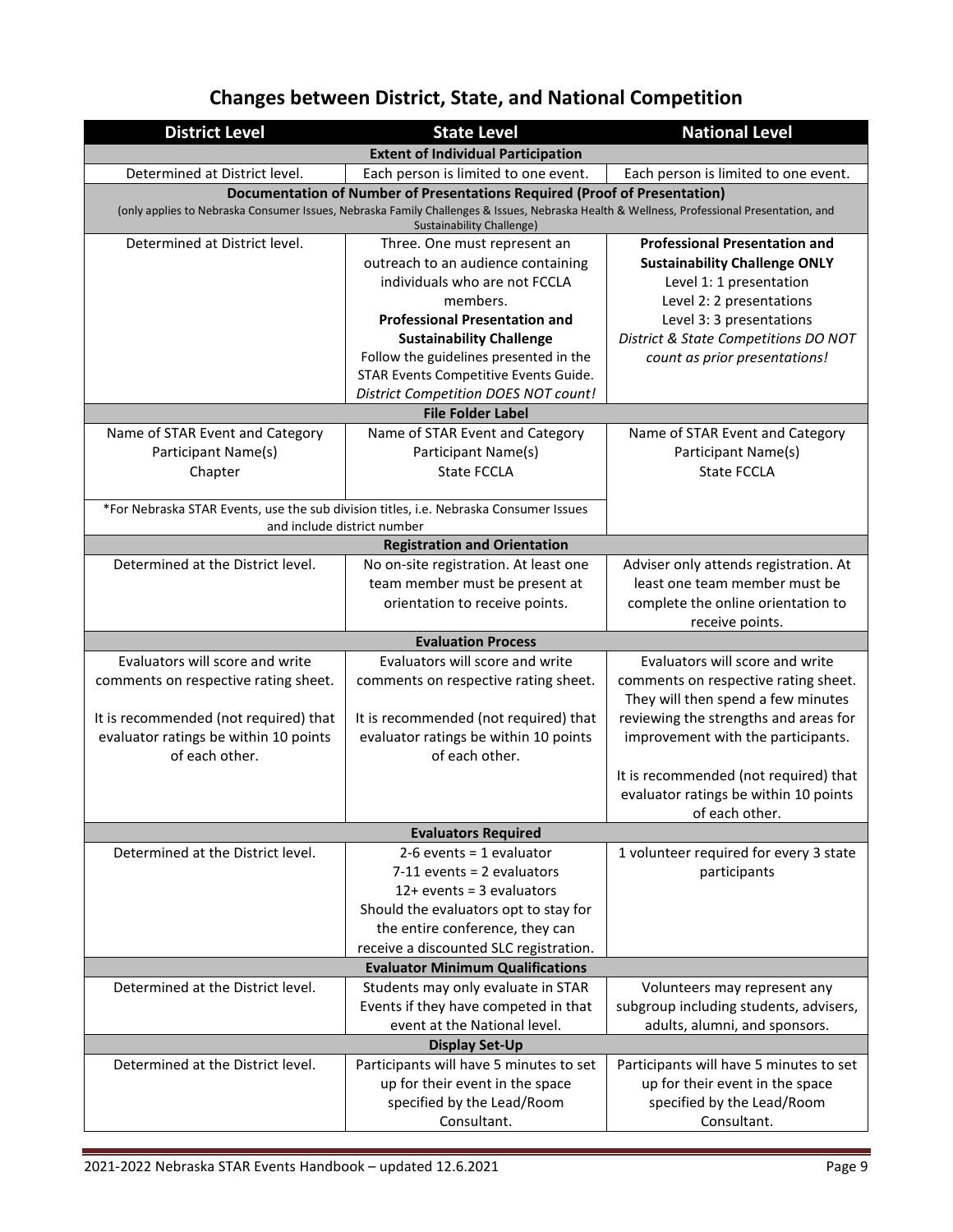# Changes between District, State, and National Competition

| District Level | State Level | National Level |
|---|---|---|
| **Extent of Individual Participation** | | |
| Determined at District level. | Each person is limited to one event. | Each person is limited to one event. |
| **Documentation of Number of Presentations Required (Proof of Presentation)** (only applies to Nebraska Consumer Issues, Nebraska Family Challenges & Issues, Nebraska Health & Wellness, Professional Presentation, and Sustainability Challenge) | | |
| Determined at District level. | Three. One must represent an outreach to an audience containing individuals who are not FCCLA members. **Professional Presentation and Sustainability Challenge** Follow the guidelines presented in the STAR Events Competitive Events Guide. *District Competition DOES NOT count!* | **Professional Presentation and Sustainability Challenge ONLY** Level 1: 1 presentation Level 2: 2 presentations Level 3: 3 presentations *District & State Competitions DO NOT count as prior presentations!* |
| **File Folder Label** | | |
| Name of STAR Event and Category Participant Name(s) Chapter | Name of STAR Event and Category Participant Name(s) State FCCLA | Name of STAR Event and Category Participant Name(s) State FCCLA |
| *For Nebraska STAR Events, use the sub division titles, i.e. Nebraska Consumer Issues and include district number | | |
| **Registration and Orientation** | | |
| Determined at the District level. | No on-site registration. At least one team member must be present at orientation to receive points. | Adviser only attends registration. At least one team member must be complete the online orientation to receive points. |
| **Evaluation Process** | | |
| Evaluators will score and write comments on respective rating sheet. It is recommended (not required) that evaluator ratings be within 10 points of each other. | Evaluators will score and write comments on respective rating sheet. It is recommended (not required) that evaluator ratings be within 10 points of each other. | Evaluators will score and write comments on respective rating sheet. They will then spend a few minutes reviewing the strengths and areas for improvement with the participants. It is recommended (not required) that evaluator ratings be within 10 points of each other. |
| **Evaluators Required** | | |
| Determined at the District level. | 2-6 events = 1 evaluator 7-11 events = 2 evaluators 12+ events = 3 evaluators Should the evaluators opt to stay for the entire conference, they can receive a discounted SLC registration. | 1 volunteer required for every 3 state participants |
| **Evaluator Minimum Qualifications** | | |
| Determined at the District level. | Students may only evaluate in STAR Events if they have competed in that event at the National level. | Volunteers may represent any subgroup including students, advisers, adults, alumni, and sponsors. |
| **Display Set-Up** | | |
| Determined at the District level. | Participants will have 5 minutes to set up for their event in the space specified by the Lead/Room Consultant. | Participants will have 5 minutes to set up for their event in the space specified by the Lead/Room Consultant. |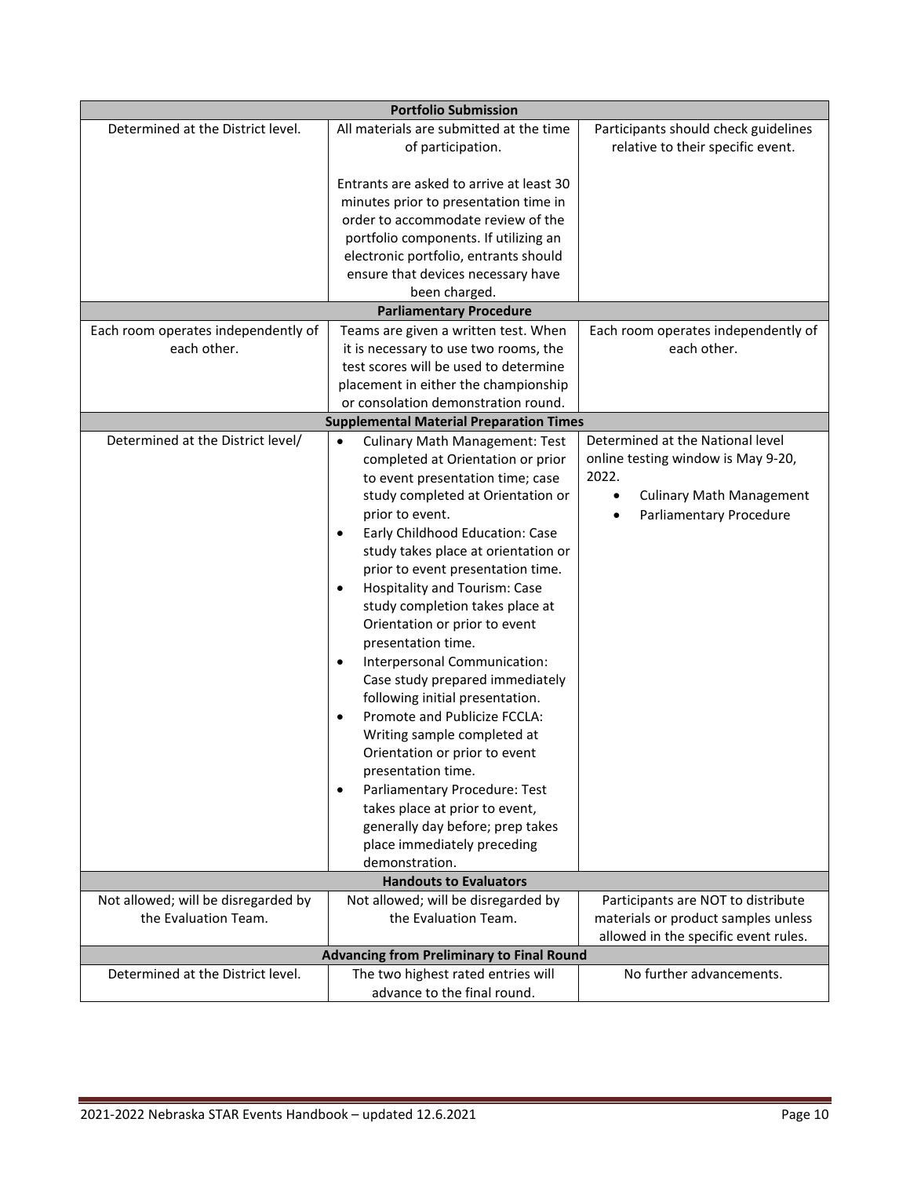| Portfolio Submission | | |
|---|---|---|
| Determined at the District level. | All materials are submitted at the time of participation.<br><br>Entrants are asked to arrive at least 30 minutes prior to presentation time in order to accommodate review of the portfolio components. If utilizing an electronic portfolio, entrants should ensure that devices necessary have been charged. | Participants should check guidelines relative to their specific event. |
| **Parliamentary Procedure** | | |
| Each room operates independently of each other. | Teams are given a written test. When it is necessary to use two rooms, the test scores will be used to determine placement in either the championship or consolation demonstration round. | Each room operates independently of each other. |
| **Supplemental Material Preparation Times** | | |
| Determined at the District level/ | • Culinary Math Management: Test completed at Orientation or prior to event presentation time; case study completed at Orientation or prior to event.<br>• Early Childhood Education: Case study takes place at orientation or prior to event presentation time.<br>• Hospitality and Tourism: Case study completion takes place at Orientation or prior to event presentation time.<br>• Interpersonal Communication: Case study prepared immediately following initial presentation.<br>• Promote and Publicize FCCLA: Writing sample completed at Orientation or prior to event presentation time.<br>• Parliamentary Procedure: Test takes place at prior to event, generally day before; prep takes place immediately preceding demonstration. | Determined at the National level online testing window is May 9-20, 2022.<br>• Culinary Math Management<br>• Parliamentary Procedure |
| **Handouts to Evaluators** | | |
| Not allowed; will be disregarded by the Evaluation Team. | Not allowed; will be disregarded by the Evaluation Team. | Participants are NOT to distribute materials or product samples unless allowed in the specific event rules. |
| **Advancing from Preliminary to Final Round** | | |
| Determined at the District level. | The two highest rated entries will advance to the final round. | No further advancements. |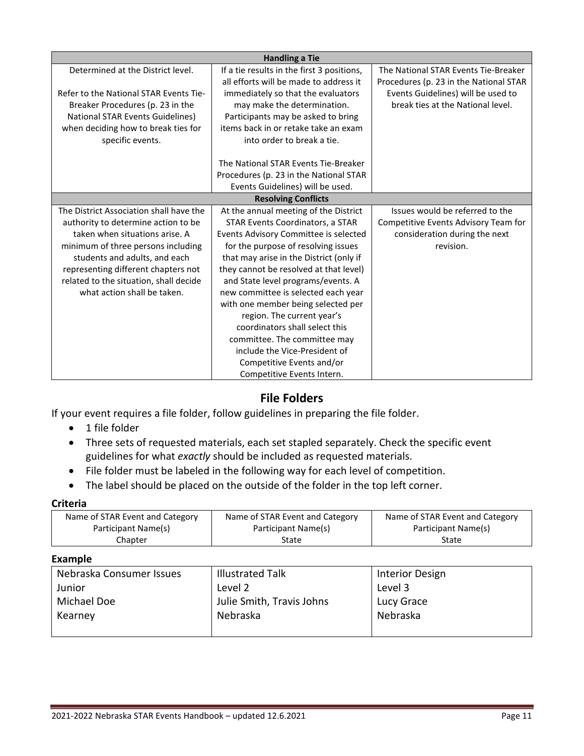| Handling a Tie | | |
|---|---|---|
| Determined at the District level.<br><br>Refer to the National STAR Events Tie-Breaker Procedures (p. 23 in the National STAR Events Guidelines) when deciding how to break ties for specific events. | If a tie results in the first 3 positions, all efforts will be made to address it immediately so that the evaluators may make the determination. Participants may be asked to bring items back in or retake take an exam into order to break a tie.<br><br>The National STAR Events Tie-Breaker Procedures (p. 23 in the National STAR Events Guidelines) will be used. | The National STAR Events Tie-Breaker Procedures (p. 23 in the National STAR Events Guidelines) will be used to break ties at the National level. |
| **Resolving Conflicts** | | |
| The District Association shall have the authority to determine action to be taken when situations arise. A minimum of three persons including students and adults, and each representing different chapters not related to the situation, shall decide what action shall be taken. | At the annual meeting of the District STAR Events Coordinators, a STAR Events Advisory Committee is selected for the purpose of resolving issues that may arise in the District (only if they cannot be resolved at that level) and State level programs/events. A new committee is selected each year with one member being selected per region. The current year's coordinators shall select this committee. The committee may include the Vice-President of Competitive Events and/or Competitive Events Intern. | Issues would be referred to the Competitive Events Advisory Team for consideration during the next revision. |

## File Folders

If your event requires a file folder, follow guidelines in preparing the file folder.

- 1 file folder
- Three sets of requested materials, each set stapled separately. Check the specific event guidelines for what *exactly* should be included as requested materials.
- File folder must be labeled in the following way for each level of competition.
- The label should be placed on the outside of the folder in the top left corner.

**Criteria**

| Name of STAR Event and Category<br>Participant Name(s)<br>Chapter | Name of STAR Event and Category<br>Participant Name(s)<br>State | Name of STAR Event and Category<br>Participant Name(s)<br>State |
|---|---|---|

**Example**

| Nebraska Consumer Issues<br>Junior<br>Michael Doe<br>Kearney | Illustrated Talk<br>Level 2<br>Julie Smith, Travis Johns<br>Nebraska | Interior Design<br>Level 3<br>Lucy Grace<br>Nebraska |
|---|---|---|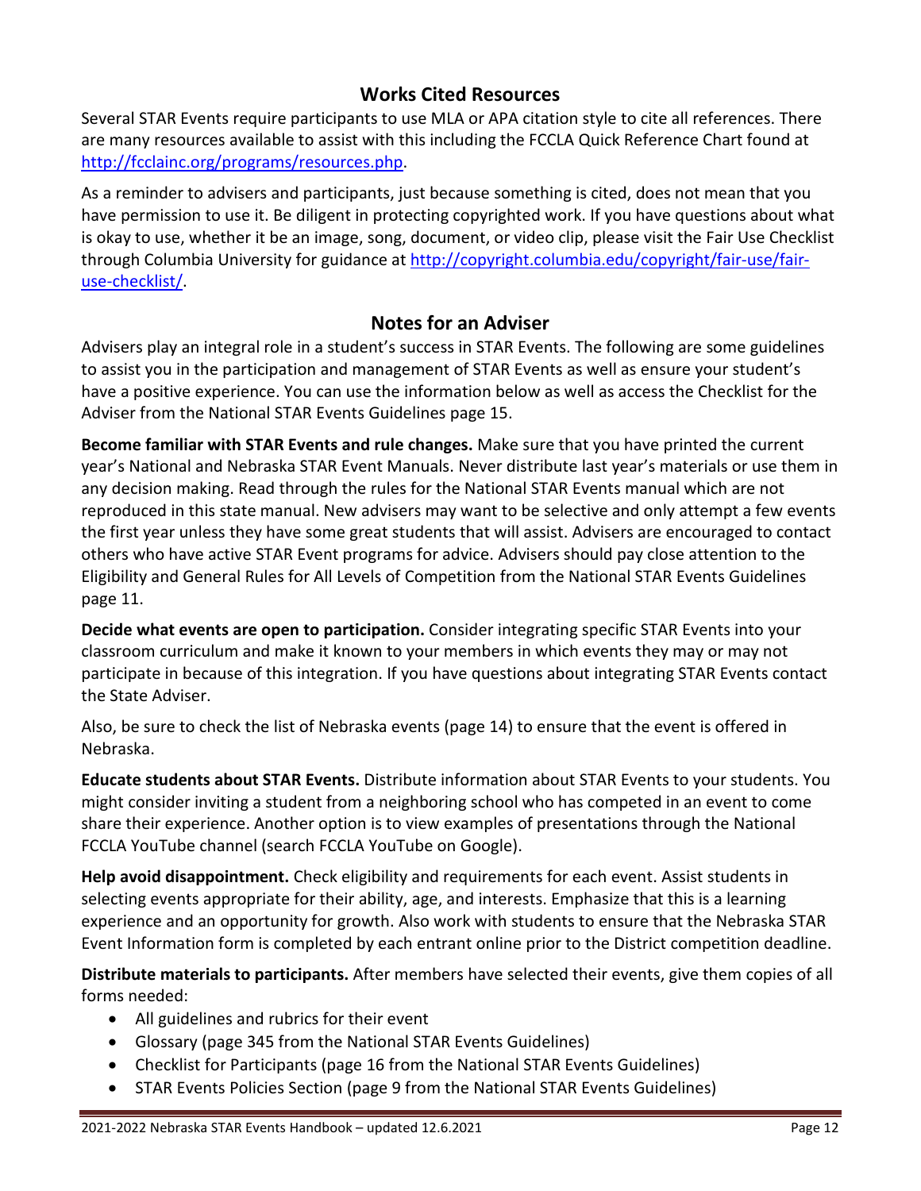## Works Cited Resources

Several STAR Events require participants to use MLA or APA citation style to cite all references. There are many resources available to assist with this including the FCCLA Quick Reference Chart found at http://fcclainc.org/programs/resources.php.

As a reminder to advisers and participants, just because something is cited, does not mean that you have permission to use it. Be diligent in protecting copyrighted work. If you have questions about what is okay to use, whether it be an image, song, document, or video clip, please visit the Fair Use Checklist through Columbia University for guidance at http://copyright.columbia.edu/copyright/fair-use/fair-use-checklist/.

## Notes for an Adviser

Advisers play an integral role in a student's success in STAR Events. The following are some guidelines to assist you in the participation and management of STAR Events as well as ensure your student's have a positive experience. You can use the information below as well as access the Checklist for the Adviser from the National STAR Events Guidelines page 15.

**Become familiar with STAR Events and rule changes.** Make sure that you have printed the current year's National and Nebraska STAR Event Manuals. Never distribute last year's materials or use them in any decision making. Read through the rules for the National STAR Events manual which are not reproduced in this state manual. New advisers may want to be selective and only attempt a few events the first year unless they have some great students that will assist. Advisers are encouraged to contact others who have active STAR Event programs for advice. Advisers should pay close attention to the Eligibility and General Rules for All Levels of Competition from the National STAR Events Guidelines page 11.

**Decide what events are open to participation.** Consider integrating specific STAR Events into your classroom curriculum and make it known to your members in which events they may or may not participate in because of this integration. If you have questions about integrating STAR Events contact the State Adviser.

Also, be sure to check the list of Nebraska events (page 14) to ensure that the event is offered in Nebraska.

**Educate students about STAR Events.** Distribute information about STAR Events to your students. You might consider inviting a student from a neighboring school who has competed in an event to come share their experience. Another option is to view examples of presentations through the National FCCLA YouTube channel (search FCCLA YouTube on Google).

**Help avoid disappointment.** Check eligibility and requirements for each event. Assist students in selecting events appropriate for their ability, age, and interests. Emphasize that this is a learning experience and an opportunity for growth. Also work with students to ensure that the Nebraska STAR Event Information form is completed by each entrant online prior to the District competition deadline.

**Distribute materials to participants.** After members have selected their events, give them copies of all forms needed:

- All guidelines and rubrics for their event
- Glossary (page 345 from the National STAR Events Guidelines)
- Checklist for Participants (page 16 from the National STAR Events Guidelines)
- STAR Events Policies Section (page 9 from the National STAR Events Guidelines)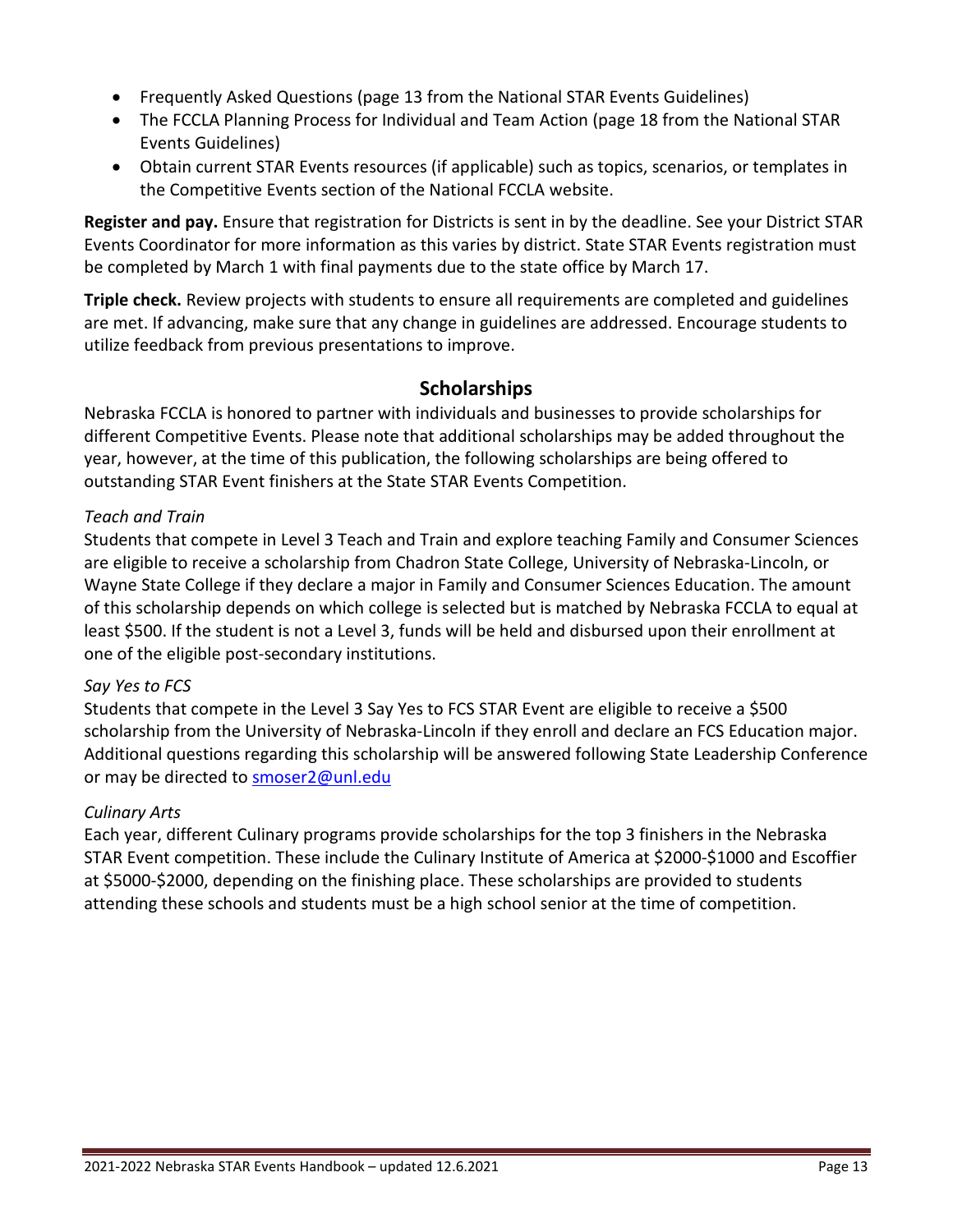- Frequently Asked Questions (page 13 from the National STAR Events Guidelines)
- The FCCLA Planning Process for Individual and Team Action (page 18 from the National STAR Events Guidelines)
- Obtain current STAR Events resources (if applicable) such as topics, scenarios, or templates in the Competitive Events section of the National FCCLA website.

**Register and pay.** Ensure that registration for Districts is sent in by the deadline. See your District STAR Events Coordinator for more information as this varies by district. State STAR Events registration must be completed by March 1 with final payments due to the state office by March 17.

**Triple check.** Review projects with students to ensure all requirements are completed and guidelines are met. If advancing, make sure that any change in guidelines are addressed. Encourage students to utilize feedback from previous presentations to improve.

## Scholarships

Nebraska FCCLA is honored to partner with individuals and businesses to provide scholarships for different Competitive Events. Please note that additional scholarships may be added throughout the year, however, at the time of this publication, the following scholarships are being offered to outstanding STAR Event finishers at the State STAR Events Competition.

*Teach and Train*

Students that compete in Level 3 Teach and Train and explore teaching Family and Consumer Sciences are eligible to receive a scholarship from Chadron State College, University of Nebraska-Lincoln, or Wayne State College if they declare a major in Family and Consumer Sciences Education. The amount of this scholarship depends on which college is selected but is matched by Nebraska FCCLA to equal at least $500. If the student is not a Level 3, funds will be held and disbursed upon their enrollment at one of the eligible post-secondary institutions.

*Say Yes to FCS*

Students that compete in the Level 3 Say Yes to FCS STAR Event are eligible to receive a $500 scholarship from the University of Nebraska-Lincoln if they enroll and declare an FCS Education major. Additional questions regarding this scholarship will be answered following State Leadership Conference or may be directed to smoser2@unl.edu

*Culinary Arts*

Each year, different Culinary programs provide scholarships for the top 3 finishers in the Nebraska STAR Event competition. These include the Culinary Institute of America at $2000-$1000 and Escoffier at $5000-$2000, depending on the finishing place. These scholarships are provided to students attending these schools and students must be a high school senior at the time of competition.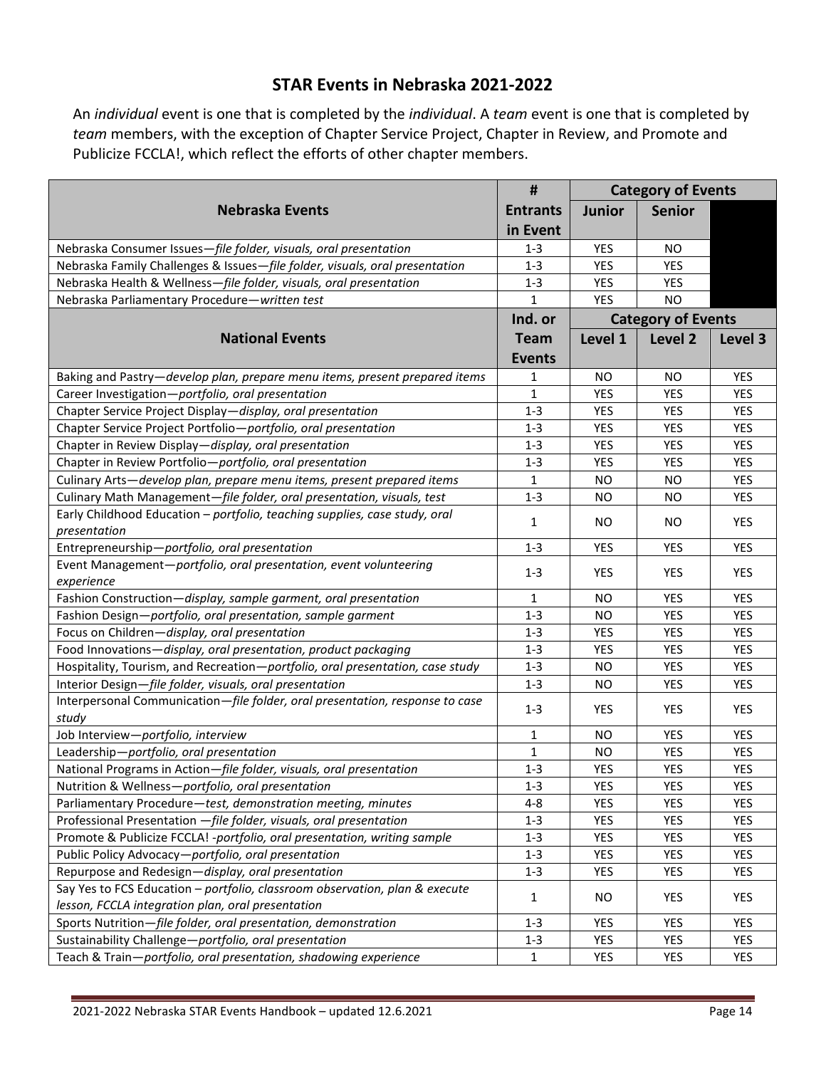## STAR Events in Nebraska 2021-2022

An *individual* event is one that is completed by the *individual*. A *team* event is one that is completed by *team* members, with the exception of Chapter Service Project, Chapter in Review, and Promote and Publicize FCCLA!, which reflect the efforts of other chapter members.

| Nebraska Events | # Entrants in Event | Category of Events | | |
|---|---|---|---|---|
| | | Junior | Senior | |
| Nebraska Consumer Issues—*file folder, visuals, oral presentation* | 1-3 | YES | NO | |
| Nebraska Family Challenges & Issues—*file folder, visuals, oral presentation* | 1-3 | YES | YES | |
| Nebraska Health & Wellness—*file folder, visuals, oral presentation* | 1-3 | YES | YES | |
| Nebraska Parliamentary Procedure—*written test* | 1 | YES | NO | |
| **National Events** | **Ind. or Team Events** | **Category of Events** | | |
| | | **Level 1** | **Level 2** | **Level 3** |
| Baking and Pastry—*develop plan, prepare menu items, present prepared items* | 1 | NO | NO | YES |
| Career Investigation—*portfolio, oral presentation* | 1 | YES | YES | YES |
| Chapter Service Project Display—*display, oral presentation* | 1-3 | YES | YES | YES |
| Chapter Service Project Portfolio—*portfolio, oral presentation* | 1-3 | YES | YES | YES |
| Chapter in Review Display—*display, oral presentation* | 1-3 | YES | YES | YES |
| Chapter in Review Portfolio—*portfolio, oral presentation* | 1-3 | YES | YES | YES |
| Culinary Arts—*develop plan, prepare menu items, present prepared items* | 1 | NO | NO | YES |
| Culinary Math Management—*file folder, oral presentation, visuals, test* | 1-3 | NO | NO | YES |
| Early Childhood Education – *portfolio, teaching supplies, case study, oral presentation* | 1 | NO | NO | YES |
| Entrepreneurship—*portfolio, oral presentation* | 1-3 | YES | YES | YES |
| Event Management—*portfolio, oral presentation, event volunteering experience* | 1-3 | YES | YES | YES |
| Fashion Construction—*display, sample garment, oral presentation* | 1 | NO | YES | YES |
| Fashion Design—*portfolio, oral presentation, sample garment* | 1-3 | NO | YES | YES |
| Focus on Children—*display, oral presentation* | 1-3 | YES | YES | YES |
| Food Innovations—*display, oral presentation, product packaging* | 1-3 | YES | YES | YES |
| Hospitality, Tourism, and Recreation—*portfolio, oral presentation, case study* | 1-3 | NO | YES | YES |
| Interior Design—*file folder, visuals, oral presentation* | 1-3 | NO | YES | YES |
| Interpersonal Communication—*file folder, oral presentation, response to case study* | 1-3 | YES | YES | YES |
| Job Interview—*portfolio, interview* | 1 | NO | YES | YES |
| Leadership—*portfolio, oral presentation* | 1 | NO | YES | YES |
| National Programs in Action—*file folder, visuals, oral presentation* | 1-3 | YES | YES | YES |
| Nutrition & Wellness—*portfolio, oral presentation* | 1-3 | YES | YES | YES |
| Parliamentary Procedure—*test, demonstration meeting, minutes* | 4-8 | YES | YES | YES |
| Professional Presentation —*file folder, visuals, oral presentation* | 1-3 | YES | YES | YES |
| Promote & Publicize FCCLA! -*portfolio, oral presentation, writing sample* | 1-3 | YES | YES | YES |
| Public Policy Advocacy—*portfolio, oral presentation* | 1-3 | YES | YES | YES |
| Repurpose and Redesign—*display, oral presentation* | 1-3 | YES | YES | YES |
| Say Yes to FCS Education – *portfolio, classroom observation, plan & execute lesson, FCCLA integration plan, oral presentation* | 1 | NO | YES | YES |
| Sports Nutrition—*file folder, oral presentation, demonstration* | 1-3 | YES | YES | YES |
| Sustainability Challenge—*portfolio, oral presentation* | 1-3 | YES | YES | YES |
| Teach & Train—*portfolio, oral presentation, shadowing experience* | 1 | YES | YES | YES |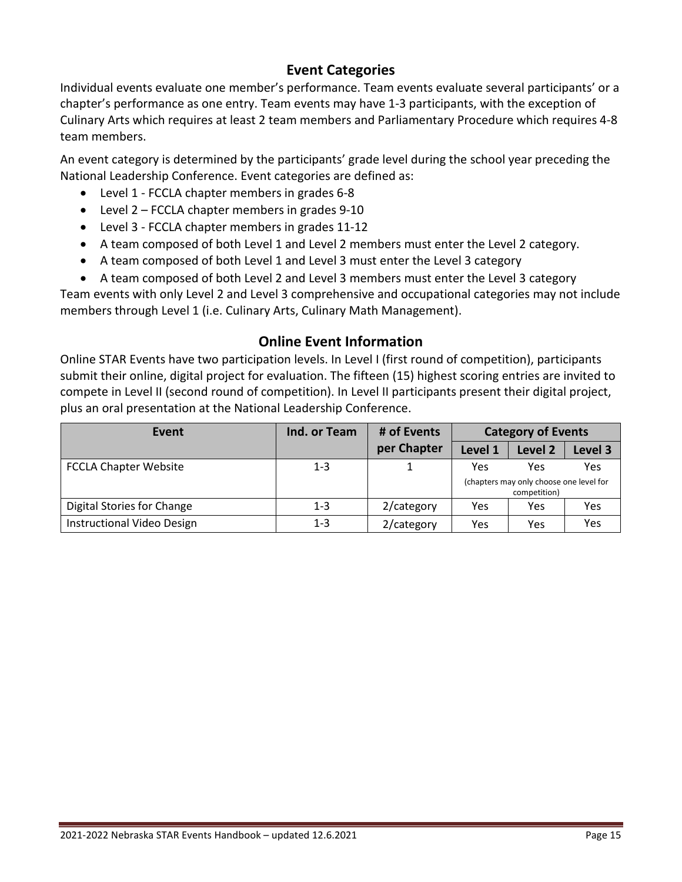## Event Categories

Individual events evaluate one member's performance. Team events evaluate several participants' or a chapter's performance as one entry. Team events may have 1-3 participants, with the exception of Culinary Arts which requires at least 2 team members and Parliamentary Procedure which requires 4-8 team members.

An event category is determined by the participants' grade level during the school year preceding the National Leadership Conference. Event categories are defined as:

- Level 1 - FCCLA chapter members in grades 6-8
- Level 2 – FCCLA chapter members in grades 9-10
- Level 3 - FCCLA chapter members in grades 11-12
- A team composed of both Level 1 and Level 2 members must enter the Level 2 category.
- A team composed of both Level 1 and Level 3 must enter the Level 3 category
- A team composed of both Level 2 and Level 3 members must enter the Level 3 category

Team events with only Level 2 and Level 3 comprehensive and occupational categories may not include members through Level 1 (i.e. Culinary Arts, Culinary Math Management).

## Online Event Information

Online STAR Events have two participation levels. In Level I (first round of competition), participants submit their online, digital project for evaluation. The fifteen (15) highest scoring entries are invited to compete in Level II (second round of competition). In Level II participants present their digital project, plus an oral presentation at the National Leadership Conference.

| Event | Ind. or Team | # of Events per Chapter | Category of Events | | |
|---|---|---|---|---|---|
| | | | Level 1 | Level 2 | Level 3 |
| FCCLA Chapter Website | 1-3 | 1 | Yes<br>(chapters may only choose one level for competition) | Yes | Yes |
| Digital Stories for Change | 1-3 | 2/category | Yes | Yes | Yes |
| Instructional Video Design | 1-3 | 2/category | Yes | Yes | Yes |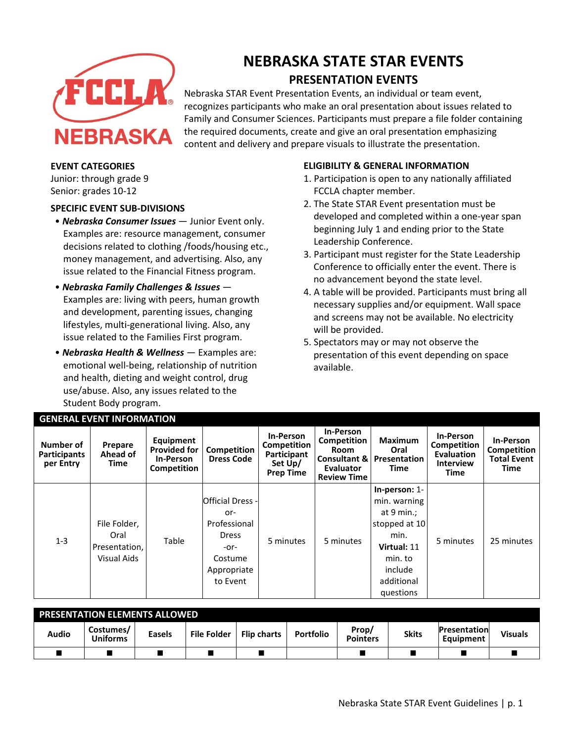# NEBRASKA STATE STAR EVENTS

## PRESENTATION EVENTS

Nebraska STAR Event Presentation Events, an individual or team event, recognizes participants who make an oral presentation about issues related to Family and Consumer Sciences. Participants must prepare a file folder containing the required documents, create and give an oral presentation emphasizing content and delivery and prepare visuals to illustrate the presentation.

### EVENT CATEGORIES

Junior: through grade 9
Senior: grades 10-12

### SPECIFIC EVENT SUB-DIVISIONS

- ***Nebraska Consumer Issues*** — Junior Event only. Examples are: resource management, consumer decisions related to clothing /foods/housing etc., money management, and advertising. Also, any issue related to the Financial Fitness program.
- ***Nebraska Family Challenges & Issues*** — Examples are: living with peers, human growth and development, parenting issues, changing lifestyles, multi-generational living. Also, any issue related to the Families First program.
- ***Nebraska Health & Wellness*** — Examples are: emotional well-being, relationship of nutrition and health, dieting and weight control, drug use/abuse. Also, any issues related to the Student Body program.

### ELIGIBILITY & GENERAL INFORMATION

1. Participation is open to any nationally affiliated FCCLA chapter member.
2. The State STAR Event presentation must be developed and completed within a one-year span beginning July 1 and ending prior to the State Leadership Conference.
3. Participant must register for the State Leadership Conference to officially enter the event. There is no advancement beyond the state level.
4. A table will be provided. Participants must bring all necessary supplies and/or equipment. Wall space and screens may not be available. No electricity will be provided.
5. Spectators may or may not observe the presentation of this event depending on space available.

### GENERAL EVENT INFORMATION

| Number of Participants per Entry | Prepare Ahead of Time | Equipment Provided for In-Person Competition | Competition Dress Code | In-Person Competition Participant Set Up/ Prep Time | In-Person Competition Room Consultant & Evaluator Review Time | Maximum Oral Presentation Time | In-Person Competition Evaluation Interview Time | In-Person Competition Total Event Time |
|---|---|---|---|---|---|---|---|---|
| 1-3 | File Folder, Oral Presentation, Visual Aids | Table | Official Dress -or- Professional Dress -or- Costume Appropriate to Event | 5 minutes | 5 minutes | **In-person:** 1-min. warning at 9 min.; stopped at 10 min. **Virtual:** 11 min. to include additional questions | 5 minutes | 25 minutes |

### PRESENTATION ELEMENTS ALLOWED

| Audio | Costumes/ Uniforms | Easels | File Folder | Flip charts | Portfolio | Prop/ Pointers | Skits | Presentation Equipment | Visuals |
|---|---|---|---|---|---|---|---|---|---|
| ■ | ■ | ■ | ■ | ■ | | ■ | ■ | ■ | ■ |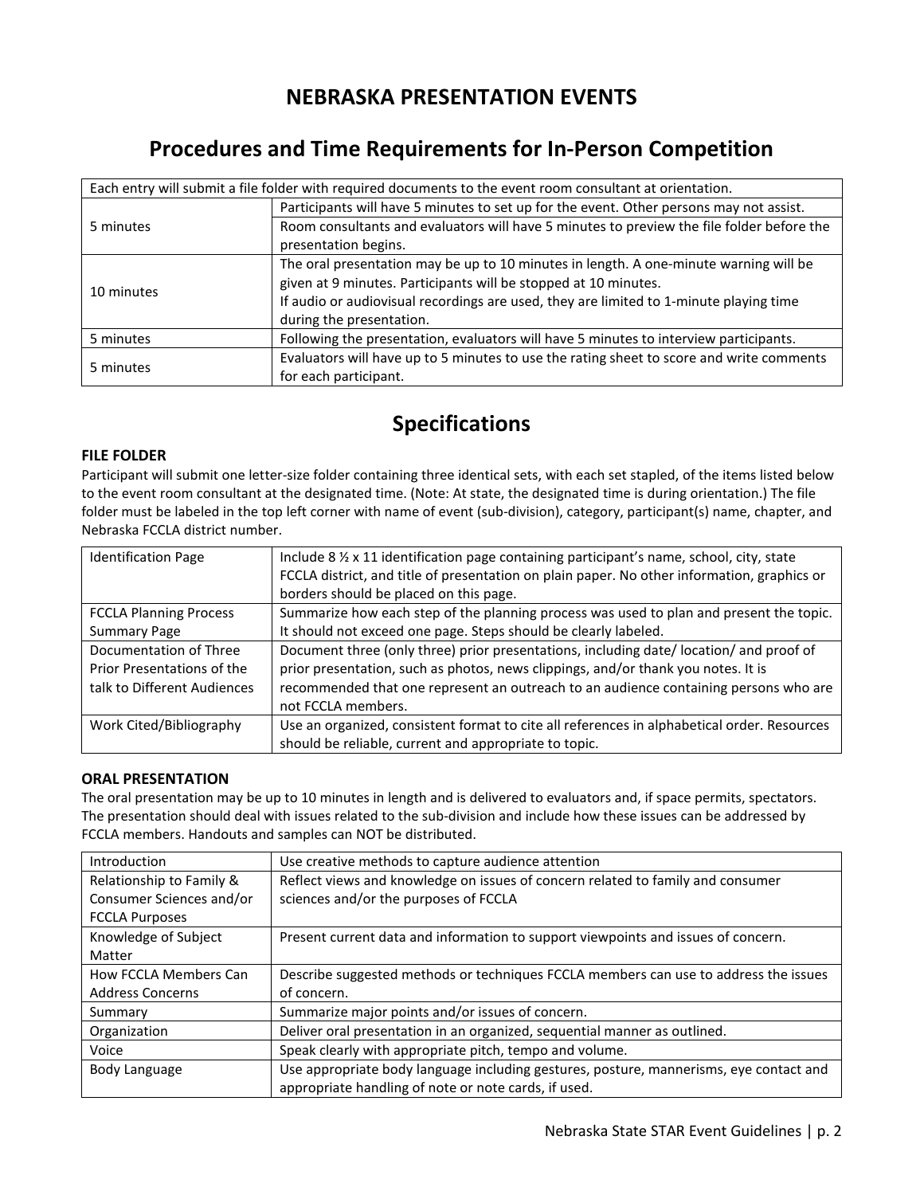# NEBRASKA PRESENTATION EVENTS

## Procedures and Time Requirements for In-Person Competition

| Each entry will submit a file folder with required documents to the event room consultant at orientation. | |
|---|---|
| 5 minutes | Participants will have 5 minutes to set up for the event. Other persons may not assist. |
| | Room consultants and evaluators will have 5 minutes to preview the file folder before the presentation begins. |
| 10 minutes | The oral presentation may be up to 10 minutes in length. A one-minute warning will be given at 9 minutes. Participants will be stopped at 10 minutes.<br>If audio or audiovisual recordings are used, they are limited to 1-minute playing time during the presentation. |
| 5 minutes | Following the presentation, evaluators will have 5 minutes to interview participants. |
| 5 minutes | Evaluators will have up to 5 minutes to use the rating sheet to score and write comments for each participant. |

## Specifications

### FILE FOLDER

Participant will submit one letter-size folder containing three identical sets, with each set stapled, of the items listed below to the event room consultant at the designated time. (Note: At state, the designated time is during orientation.) The file folder must be labeled in the top left corner with name of event (sub-division), category, participant(s) name, chapter, and Nebraska FCCLA district number.

| Identification Page | Include 8 ½ x 11 identification page containing participant's name, school, city, state FCCLA district, and title of presentation on plain paper. No other information, graphics or borders should be placed on this page. |
|---|---|
| FCCLA Planning Process Summary Page | Summarize how each step of the planning process was used to plan and present the topic. It should not exceed one page. Steps should be clearly labeled. |
| Documentation of Three Prior Presentations of the talk to Different Audiences | Document three (only three) prior presentations, including date/ location/ and proof of prior presentation, such as photos, news clippings, and/or thank you notes. It is recommended that one represent an outreach to an audience containing persons who are not FCCLA members. |
| Work Cited/Bibliography | Use an organized, consistent format to cite all references in alphabetical order. Resources should be reliable, current and appropriate to topic. |

### ORAL PRESENTATION

The oral presentation may be up to 10 minutes in length and is delivered to evaluators and, if space permits, spectators. The presentation should deal with issues related to the sub-division and include how these issues can be addressed by FCCLA members. Handouts and samples can NOT be distributed.

| Introduction | Use creative methods to capture audience attention |
|---|---|
| Relationship to Family & Consumer Sciences and/or FCCLA Purposes | Reflect views and knowledge on issues of concern related to family and consumer sciences and/or the purposes of FCCLA |
| Knowledge of Subject Matter | Present current data and information to support viewpoints and issues of concern. |
| How FCCLA Members Can Address Concerns | Describe suggested methods or techniques FCCLA members can use to address the issues of concern. |
| Summary | Summarize major points and/or issues of concern. |
| Organization | Deliver oral presentation in an organized, sequential manner as outlined. |
| Voice | Speak clearly with appropriate pitch, tempo and volume. |
| Body Language | Use appropriate body language including gestures, posture, mannerisms, eye contact and appropriate handling of note or note cards, if used. |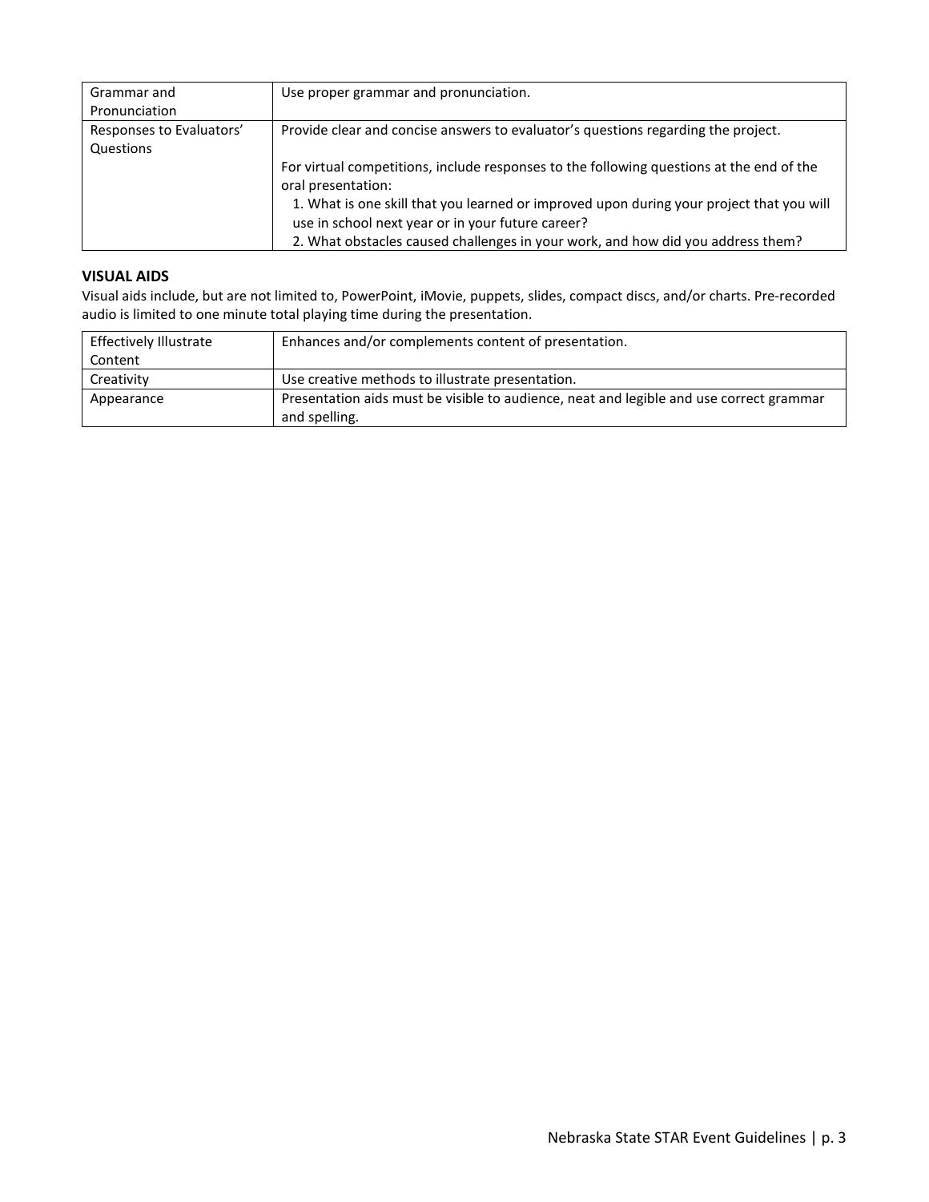| | |
|---|---|
| Grammar and Pronunciation | Use proper grammar and pronunciation. |
| Responses to Evaluators' Questions | Provide clear and concise answers to evaluator's questions regarding the project.<br><br>For virtual competitions, include responses to the following questions at the end of the oral presentation:<br>1. What is one skill that you learned or improved upon during your project that you will use in school next year or in your future career?<br>2. What obstacles caused challenges in your work, and how did you address them? |

**VISUAL AIDS**

Visual aids include, but are not limited to, PowerPoint, iMovie, puppets, slides, compact discs, and/or charts. Pre-recorded audio is limited to one minute total playing time during the presentation.

| | |
|---|---|
| Effectively Illustrate Content | Enhances and/or complements content of presentation. |
| Creativity | Use creative methods to illustrate presentation. |
| Appearance | Presentation aids must be visible to audience, neat and legible and use correct grammar and spelling. |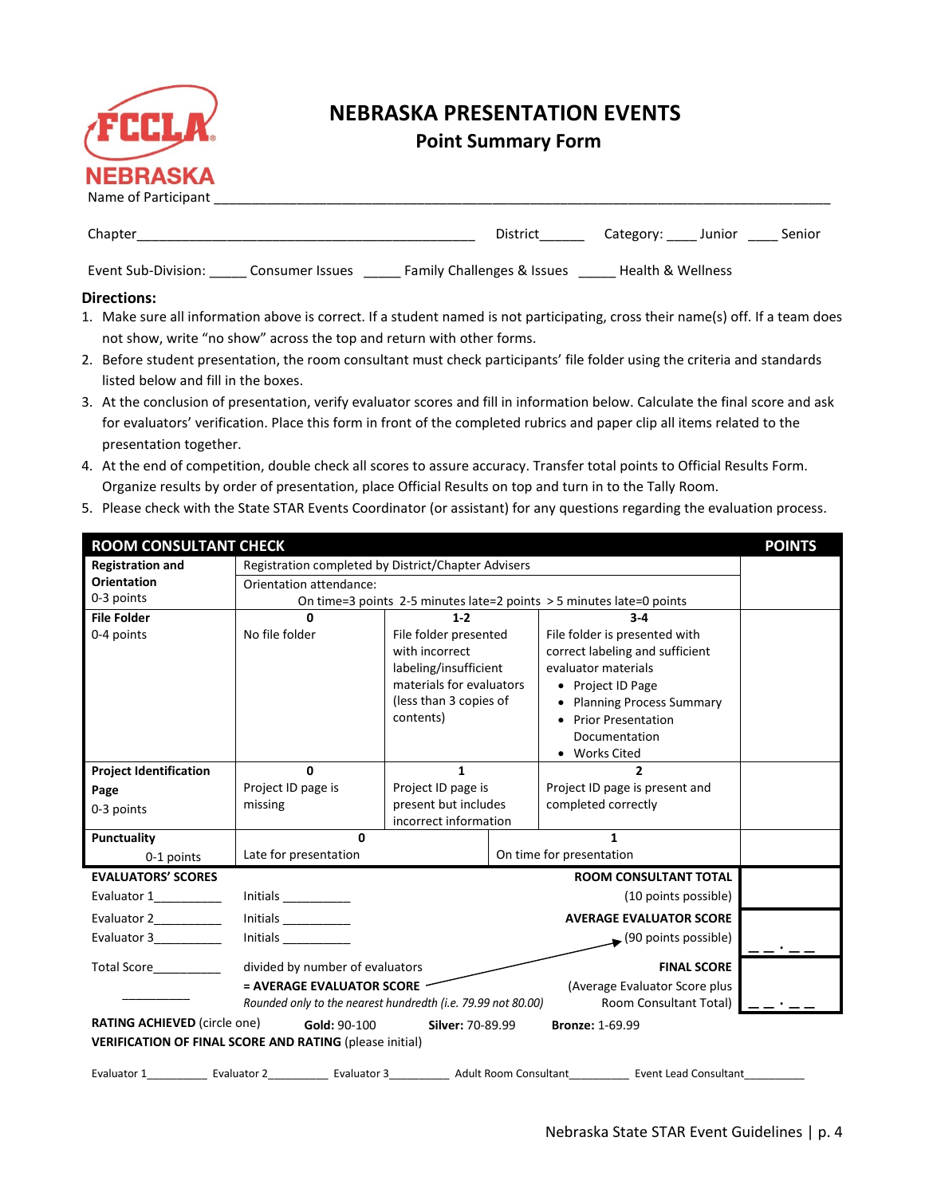FCCLA NEBRASKA

# NEBRASKA PRESENTATION EVENTS

## Point Summary Form

Name of Participant ______________________________________________________________________________

Chapter______________________________________________ District______ Category: ____ Junior ____ Senior

Event Sub-Division: _____ Consumer Issues _____ Family Challenges & Issues _____ Health & Wellness

**Directions:**

1. Make sure all information above is correct. If a student named is not participating, cross their name(s) off. If a team does not show, write "no show" across the top and return with other forms.
2. Before student presentation, the room consultant must check participants' file folder using the criteria and standards listed below and fill in the boxes.
3. At the conclusion of presentation, verify evaluator scores and fill in information below. Calculate the final score and ask for evaluators' verification. Place this form in front of the completed rubrics and paper clip all items related to the presentation together.
4. At the end of competition, double check all scores to assure accuracy. Transfer total points to Official Results Form. Organize results by order of presentation, place Official Results on top and turn in to the Tally Room.
5. Please check with the State STAR Events Coordinator (or assistant) for any questions regarding the evaluation process.

| ROOM CONSULTANT CHECK | | | | POINTS |
|---|---|---|---|---|
| **Registration and Orientation** 0-3 points | Registration completed by District/Chapter Advisers<br>Orientation attendance:<br>On time=3 points 2-5 minutes late=2 points > 5 minutes late=0 points | | | |
| **File Folder** 0-4 points | **0** No file folder | **1-2** File folder presented with incorrect labeling/insufficient materials for evaluators (less than 3 copies of contents) | **3-4** File folder is presented with correct labeling and sufficient evaluator materials<br>• Project ID Page<br>• Planning Process Summary<br>• Prior Presentation Documentation<br>• Works Cited | |
| **Project Identification Page** 0-3 points | **0** Project ID page is missing | **1** Project ID page is present but includes incorrect information | **2** Project ID page is present and completed correctly | |
| **Punctuality** 0-1 points | **0** Late for presentation | | **1** On time for presentation | |

| **EVALUATORS' SCORES** | | **ROOM CONSULTANT TOTAL** (10 points possible) | |
|---|---|---|---|
| Evaluator 1__________ | Initials __________ | | |
| Evaluator 2__________ | Initials __________ | **AVERAGE EVALUATOR SCORE** (90 points possible) | __ __ . __ __ |
| Evaluator 3__________ | Initials __________ | | |
| Total Score__________ | divided by number of evaluators | **FINAL SCORE** (Average Evaluator Score plus Room Consultant Total) | __ __ . __ __ |
| __________ | **= AVERAGE EVALUATOR SCORE**<br>*Rounded only to the nearest hundredth (i.e. 79.99 not 80.00)* | | |

**RATING ACHIEVED** (circle one) **Gold:** 90-100 **Silver:** 70-89.99 **Bronze:** 1-69.99

**VERIFICATION OF FINAL SCORE AND RATING** (please initial)

Evaluator 1__________ Evaluator 2__________ Evaluator 3__________ Adult Room Consultant__________ Event Lead Consultant__________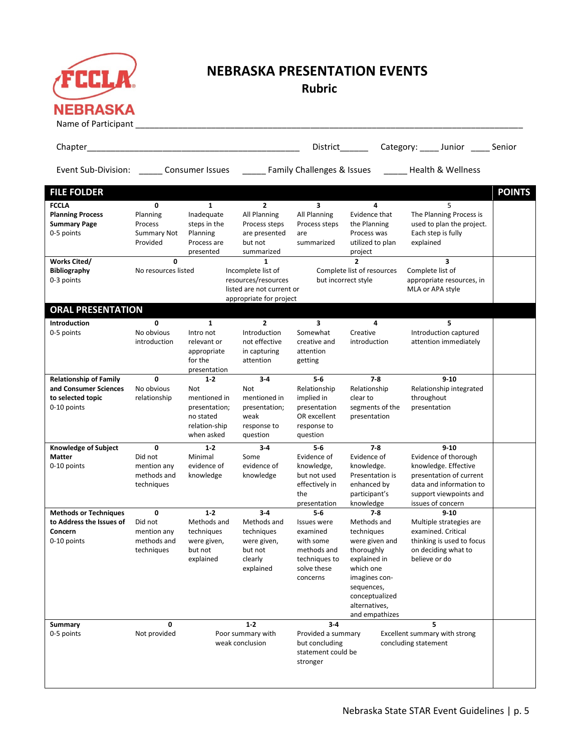FCCLA NEBRASKA

# NEBRASKA PRESENTATION EVENTS

## Rubric

Name of Participant ___________________________________________________________________________

Chapter_____________________________________________ District______ Category: ____ Junior ____ Senior

Event Sub-Division: _____ Consumer Issues _____ Family Challenges & Issues _____ Health & Wellness

| FILE FOLDER | | | | | | | POINTS |
|---|---|---|---|---|---|---|---|
| **FCCLA Planning Process Summary Page** 0-5 points | **0** Planning Process Summary Not Provided | **1** Inadequate steps in the Planning Process are presented | **2** All Planning Process steps are presented but not summarized | **3** All Planning Process steps are summarized | **4** Evidence that the Planning Process was utilized to plan project | **5** The Planning Process is used to plan the project. Each step is fully explained | |
| **Works Cited/ Bibliography** 0-3 points | **0** No resources listed | | **1** Incomplete list of resources/resources listed are not current or appropriate for project | | **2** Complete list of resources but incorrect style | **3** Complete list of appropriate resources, in MLA or APA style | |
| **ORAL PRESENTATION** | | | | | | | |
| **Introduction** 0-5 points | **0** No obvious introduction | **1** Intro not relevant or appropriate for the presentation | **2** Introduction not effective in capturing attention | **3** Somewhat creative and attention getting | **4** Creative introduction | **5** Introduction captured attention immediately | |
| **Relationship of Family and Consumer Sciences to selected topic** 0-10 points | **0** No obvious relationship | **1-2** Not mentioned in presentation; no stated relation-ship when asked | **3-4** Not mentioned in presentation; weak response to question | **5-6** Relationship implied in presentation OR excellent response to question | **7-8** Relationship clear to segments of the presentation | **9-10** Relationship integrated throughout presentation | |
| **Knowledge of Subject Matter** 0-10 points | **0** Did not mention any methods and techniques | **1-2** Minimal evidence of knowledge | **3-4** Some evidence of knowledge | **5-6** Evidence of knowledge, but not used effectively in the presentation | **7-8** Evidence of knowledge. Presentation is enhanced by participant's knowledge | **9-10** Evidence of thorough knowledge. Effective presentation of current data and information to support viewpoints and issues of concern | |
| **Methods or Techniques to Address the Issues of Concern** 0-10 points | **0** Did not mention any methods and techniques | **1-2** Methods and techniques were given, but not explained | **3-4** Methods and techniques were given, but not clearly explained | **5-6** Issues were examined with some methods and techniques to solve these concerns | **7-8** Methods and techniques were given and thoroughly explained in which one imagines con-sequences, conceptualized alternatives, and empathizes | **9-10** Multiple strategies are examined. Critical thinking is used to focus on deciding what to believe or do | |
| **Summary** 0-5 points | **0** Not provided | | **1-2** Poor summary with weak conclusion | **3-4** Provided a summary but concluding statement could be stronger | | **5** Excellent summary with strong concluding statement | |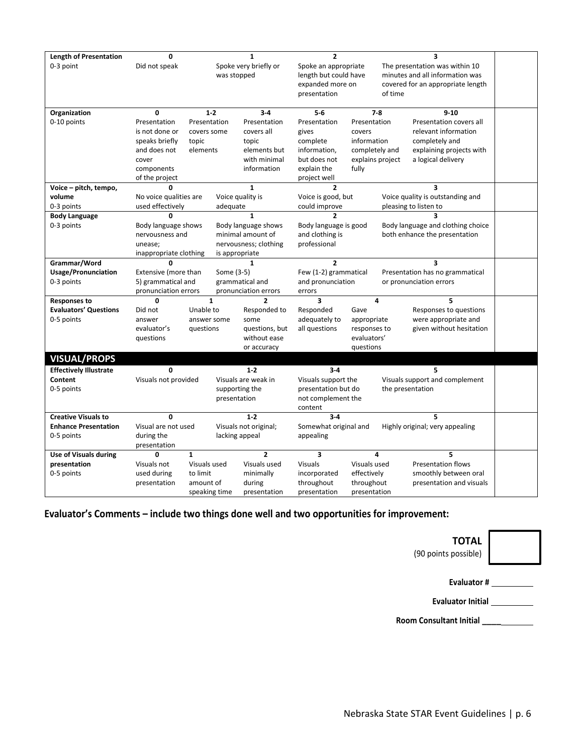| | | | | | | | |
|---|---|---|---|---|---|---|---|
| **Length of Presentation** 0-3 point | **0** Did not speak | | **1** Spoke very briefly or was stopped | **2** Spoke an appropriate length but could have expanded more on presentation | | **3** The presentation was within 10 minutes and all information was covered for an appropriate length of time | |
| **Organization** 0-10 points | **0** Presentation is not done or speaks briefly and does not cover components of the project | **1-2** Presentation covers some topic elements | **3-4** Presentation covers all topic elements but with minimal information | **5-6** Presentation gives complete information, but does not explain the project well | **7-8** Presentation covers information completely and explains project fully | **9-10** Presentation covers all relevant information completely and explaining projects with a logical delivery | |
| **Voice – pitch, tempo, volume** 0-3 points | **0** No voice qualities are used effectively | | **1** Voice quality is adequate | **2** Voice is good, but could improve | | **3** Voice quality is outstanding and pleasing to listen to | |
| **Body Language** 0-3 points | **0** Body language shows nervousness and unease; inappropriate clothing | | **1** Body language shows minimal amount of nervousness; clothing is appropriate | **2** Body language is good and clothing is professional | | **3** Body language and clothing choice both enhance the presentation | |
| **Grammar/Word Usage/Pronunciation** 0-3 points | **0** Extensive (more than 5) grammatical and pronunciation errors | | **1** Some (3-5) grammatical and pronunciation errors | **2** Few (1-2) grammatical and pronunciation errors | | **3** Presentation has no grammatical or pronunciation errors | |
| **Responses to Evaluators' Questions** 0-5 points | **0** Did not answer evaluator's questions | **1** Unable to answer some questions | **2** Responded to some questions, but without ease or accuracy | **3** Responded adequately to all questions | **4** Gave appropriate responses to evaluators' questions | **5** Responses to questions were appropriate and given without hesitation | |
| **VISUAL/PROPS** | | | | | | | |
| **Effectively Illustrate Content** 0-5 points | **0** Visuals not provided | | **1-2** Visuals are weak in supporting the presentation | **3-4** Visuals support the presentation but do not complement the content | | **5** Visuals support and complement the presentation | |
| **Creative Visuals to Enhance Presentation** 0-5 points | **0** Visual are not used during the presentation | | **1-2** Visuals not original; lacking appeal | **3-4** Somewhat original and appealing | | **5** Highly original; very appealing | |
| **Use of Visuals during presentation** 0-5 points | **0** Visuals not used during presentation | **1** Visuals used to limit amount of speaking time | **2** Visuals used minimally during presentation | **3** Visuals incorporated throughout presentation | **4** Visuals used effectively throughout presentation | **5** Presentation flows smoothly between oral presentation and visuals | |

**Evaluator's Comments – include two things done well and two opportunities for improvement:**

**TOTAL** (90 points possible)

**Evaluator #** __________

**Evaluator Initial** __________

**Room Consultant Initial** __________